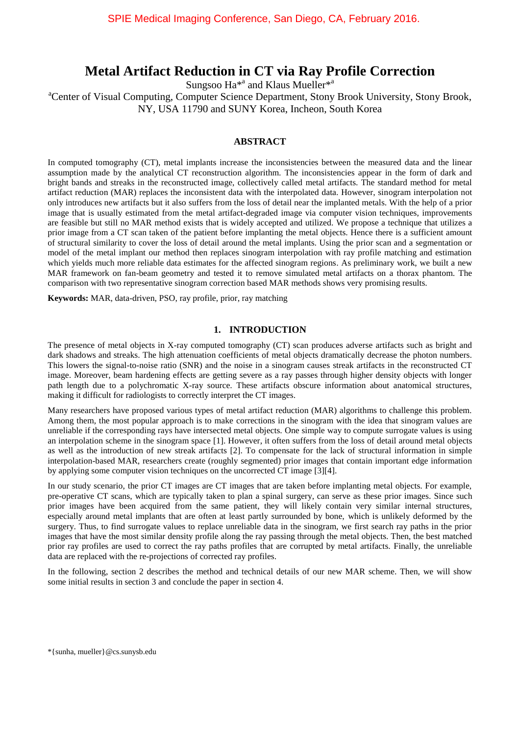SPIE Medical Imaging Conference, San Diego, CA, February 2016.

# Metal Artifact Reduction in CT via Ray Profile Correction

Sungsoo Ha*[a] and Klaus Mueller*[a]

[a]Center of Visual Computing, Computer Science Department, Stony Brook University, Stony Brook, NY, USA 11790 and SUNY Korea, Incheon, South Korea

## ABSTRACT

In computed tomography (CT), metal implants increase the inconsistencies between the measured data and the linear assumption made by the analytical CT reconstruction algorithm. The inconsistencies appear in the form of dark and bright bands and streaks in the reconstructed image, collectively called metal artifacts. The standard method for metal artifact reduction (MAR) replaces the inconsistent data with the interpolated data. However, sinogram interpolation not only introduces new artifacts but it also suffers from the loss of detail near the implanted metals. With the help of a prior image that is usually estimated from the metal artifact-degraded image via computer vision techniques, improvements are feasible but still no MAR method exists that is widely accepted and utilized. We propose a technique that utilizes a prior image from a CT scan taken of the patient before implanting the metal objects. Hence there is a sufficient amount of structural similarity to cover the loss of detail around the metal implants. Using the prior scan and a segmentation or model of the metal implant our method then replaces sinogram interpolation with ray profile matching and estimation which yields much more reliable data estimates for the affected sinogram regions. As preliminary work, we built a new MAR framework on fan-beam geometry and tested it to remove simulated metal artifacts on a thorax phantom. The comparison with two representative sinogram correction based MAR methods shows very promising results.

**Keywords:** MAR, data-driven, PSO, ray profile, prior, ray matching

## 1. INTRODUCTION

The presence of metal objects in X-ray computed tomography (CT) scan produces adverse artifacts such as bright and dark shadows and streaks. The high attenuation coefficients of metal objects dramatically decrease the photon numbers. This lowers the signal-to-noise ratio (SNR) and the noise in a sinogram causes streak artifacts in the reconstructed CT image. Moreover, beam hardening effects are getting severe as a ray passes through higher density objects with longer path length due to a polychromatic X-ray source. These artifacts obscure information about anatomical structures, making it difficult for radiologists to correctly interpret the CT images.

Many researchers have proposed various types of metal artifact reduction (MAR) algorithms to challenge this problem. Among them, the most popular approach is to make corrections in the sinogram with the idea that sinogram values are unreliable if the corresponding rays have intersected metal objects. One simple way to compute surrogate values is using an interpolation scheme in the sinogram space [1]. However, it often suffers from the loss of detail around metal objects as well as the introduction of new streak artifacts [2]. To compensate for the lack of structural information in simple interpolation-based MAR, researchers create (roughly segmented) prior images that contain important edge information by applying some computer vision techniques on the uncorrected CT image [3][4].

In our study scenario, the prior CT images are CT images that are taken before implanting metal objects. For example, pre-operative CT scans, which are typically taken to plan a spinal surgery, can serve as these prior images. Since such prior images have been acquired from the same patient, they will likely contain very similar internal structures, especially around metal implants that are often at least partly surrounded by bone, which is unlikely deformed by the surgery. Thus, to find surrogate values to replace unreliable data in the sinogram, we first search ray paths in the prior images that have the most similar density profile along the ray passing through the metal objects. Then, the best matched prior ray profiles are used to correct the ray paths profiles that are corrupted by metal artifacts. Finally, the unreliable data are replaced with the re-projections of corrected ray profiles.

In the following, section 2 describes the method and technical details of our new MAR scheme. Then, we will show some initial results in section 3 and conclude the paper in section 4.

*{sunha, mueller}@cs.sunysb.edu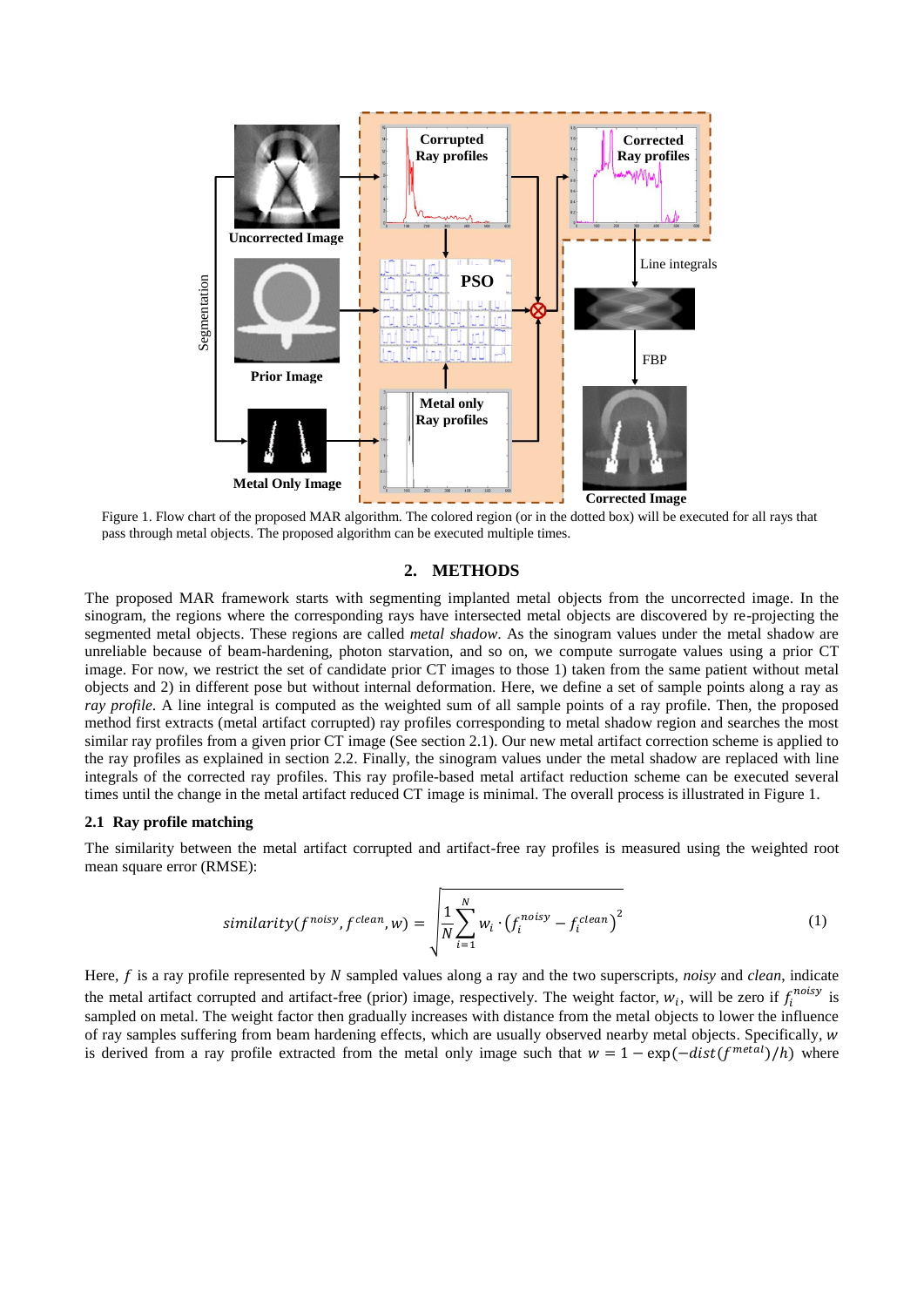Figure 1. Flow chart of the proposed MAR algorithm. The colored region (or in the dotted box) will be executed for all rays that pass through metal objects. The proposed algorithm can be executed multiple times.

## 2. METHODS

The proposed MAR framework starts with segmenting implanted metal objects from the uncorrected image. In the sinogram, the regions where the corresponding rays have intersected metal objects are discovered by re-projecting the segmented metal objects. These regions are called *metal shadow*. As the sinogram values under the metal shadow are unreliable because of beam-hardening, photon starvation, and so on, we compute surrogate values using a prior CT image. For now, we restrict the set of candidate prior CT images to those 1) taken from the same patient without metal objects and 2) in different pose but without internal deformation. Here, we define a set of sample points along a ray as *ray profile*. A line integral is computed as the weighted sum of all sample points of a ray profile. Then, the proposed method first extracts (metal artifact corrupted) ray profiles corresponding to metal shadow region and searches the most similar ray profiles from a given prior CT image (See section 2.1). Our new metal artifact correction scheme is applied to the ray profiles as explained in section 2.2. Finally, the sinogram values under the metal shadow are replaced with line integrals of the corrected ray profiles. This ray profile-based metal artifact reduction scheme can be executed several times until the change in the metal artifact reduced CT image is minimal. The overall process is illustrated in Figure 1.

### 2.1 Ray profile matching

The similarity between the metal artifact corrupted and artifact-free ray profiles is measured using the weighted root mean square error (RMSE):

$$similarity(f^{noisy}, f^{clean}, w) = \sqrt{\frac{1}{N}\sum_{i=1}^{N} w_i \cdot \left(f_i^{noisy} - f_i^{clean}\right)^2} \qquad (1)$$

Here, $f$ is a ray profile represented by $N$ sampled values along a ray and the two superscripts, *noisy* and *clean*, indicate the metal artifact corrupted and artifact-free (prior) image, respectively. The weight factor, $w_i$, will be zero if $f_i^{noisy}$ is sampled on metal. The weight factor then gradually increases with distance from the metal objects to lower the influence of ray samples suffering from beam hardening effects, which are usually observed nearby metal objects. Specifically, $w$ is derived from a ray profile extracted from the metal only image such that $w = 1 - \exp(-dist(f^{metal})/h)$ where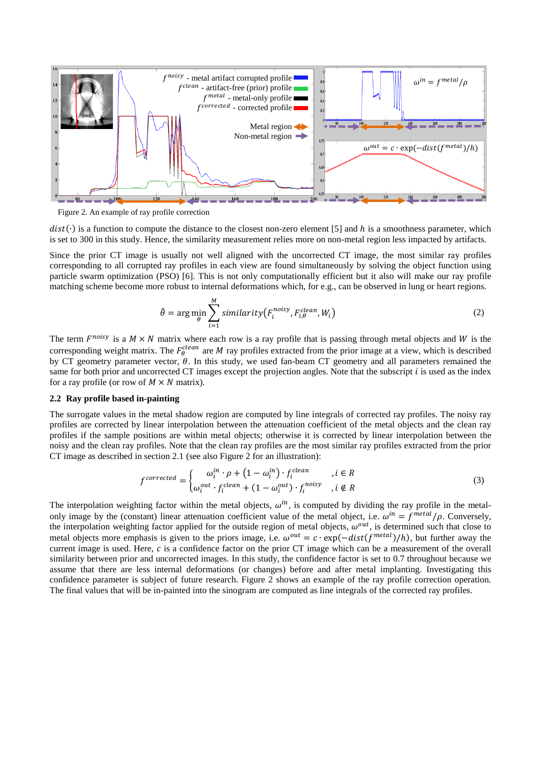Figure 2. An example of ray profile correction

$dist(\cdot)$ is a function to compute the distance to the closest non-zero element [5] and $h$ is a smoothness parameter, which is set to 300 in this study. Hence, the similarity measurement relies more on non-metal region less impacted by artifacts.

Since the prior CT image is usually not well aligned with the uncorrected CT image, the most similar ray profiles corresponding to all corrupted ray profiles in each view are found simultaneously by solving the object function using particle swarm optimization (PSO) [6]. This is not only computationally efficient but it also will make our ray profile matching scheme become more robust to internal deformations which, for e.g., can be observed in lung or heart regions.

$$\hat{\theta} = \arg\min_{\theta} \sum_{i=1}^{M} similarity\left(F_i^{noisy}, F_{i,\theta}^{clean}, W_i\right) \tag{2}$$

The term $F^{noisy}$ is a $M \times N$ matrix where each row is a ray profile that is passing through metal objects and $W$ is the corresponding weight matrix. The $F_{\theta}^{clean}$ are $M$ ray profiles extracted from the prior image at a view, which is described by CT geometry parameter vector, $\theta$. In this study, we used fan-beam CT geometry and all parameters remained the same for both prior and uncorrected CT images except the projection angles. Note that the subscript $i$ is used as the index for a ray profile (or row of $M \times N$ matrix).

### 2.2 Ray profile based in-painting

The surrogate values in the metal shadow region are computed by line integrals of corrected ray profiles. The noisy ray profiles are corrected by linear interpolation between the attenuation coefficient of the metal objects and the clean ray profiles if the sample positions are within metal objects; otherwise it is corrected by linear interpolation between the noisy and the clean ray profiles. Note that the clean ray profiles are the most similar ray profiles extracted from the prior CT image as described in section 2.1 (see also Figure 2 for an illustration):

$$f^{corrected} = \begin{cases} \omega_i^{in} \cdot \rho + \left(1 - \omega_i^{in}\right) \cdot f_i^{clean} & , i \in R \\ \omega_i^{out} \cdot f_i^{clean} + \left(1 - \omega_i^{out}\right) \cdot f_i^{noisy} & , i \notin R \end{cases} \tag{3}$$

The interpolation weighting factor within the metal objects, $\omega^{in}$, is computed by dividing the ray profile in the metal-only image by the (constant) linear attenuation coefficient value of the metal object, i.e. $\omega^{in} = f^{metal}/\rho$. Conversely, the interpolation weighting factor applied for the outside region of metal objects, $\omega^{out}$, is determined such that close to metal objects more emphasis is given to the priors image, i.e. $\omega^{out} = c \cdot \exp(-dist(f^{metal})/h)$, but further away the current image is used. Here, $c$ is a confidence factor on the prior CT image which can be a measurement of the overall similarity between prior and uncorrected images. In this study, the confidence factor is set to 0.7 throughout because we assume that there are less internal deformations (or changes) before and after metal implanting. Investigating this confidence parameter is subject of future research. Figure 2 shows an example of the ray profile correction operation. The final values that will be in-painted into the sinogram are computed as line integrals of the corrected ray profiles.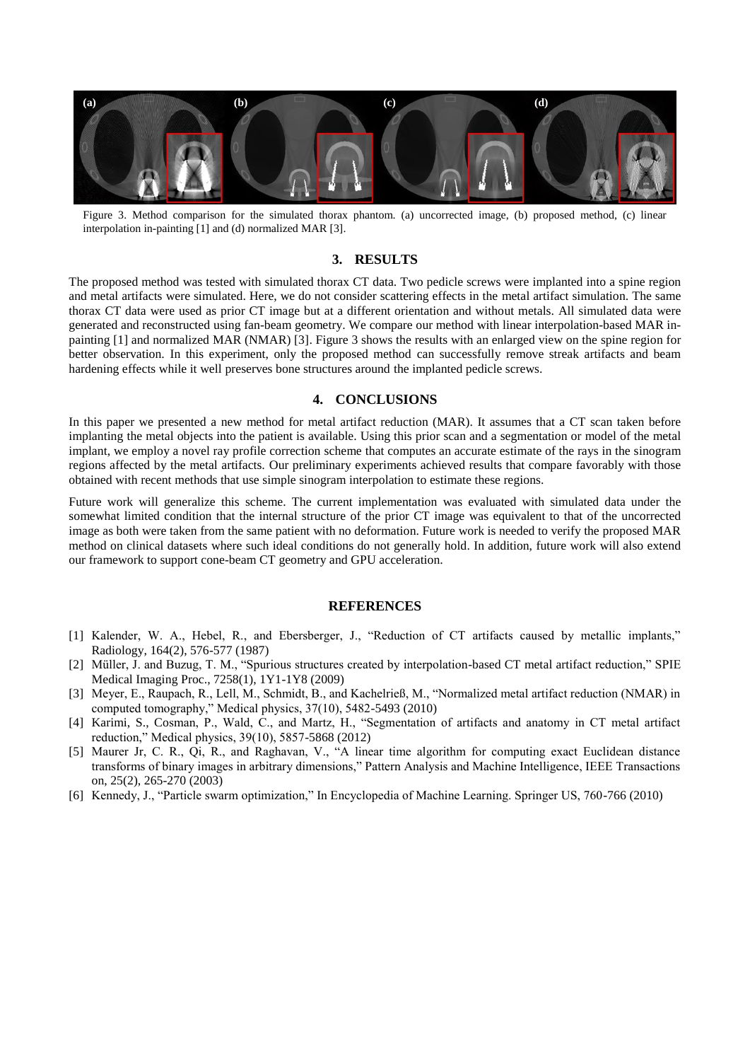Figure 3. Method comparison for the simulated thorax phantom. (a) uncorrected image, (b) proposed method, (c) linear interpolation in-painting [1] and (d) normalized MAR [3].

## 3. RESULTS

The proposed method was tested with simulated thorax CT data. Two pedicle screws were implanted into a spine region and metal artifacts were simulated. Here, we do not consider scattering effects in the metal artifact simulation. The same thorax CT data were used as prior CT image but at a different orientation and without metals. All simulated data were generated and reconstructed using fan-beam geometry. We compare our method with linear interpolation-based MAR in-painting [1] and normalized MAR (NMAR) [3]. Figure 3 shows the results with an enlarged view on the spine region for better observation. In this experiment, only the proposed method can successfully remove streak artifacts and beam hardening effects while it well preserves bone structures around the implanted pedicle screws.

## 4. CONCLUSIONS

In this paper we presented a new method for metal artifact reduction (MAR). It assumes that a CT scan taken before implanting the metal objects into the patient is available. Using this prior scan and a segmentation or model of the metal implant, we employ a novel ray profile correction scheme that computes an accurate estimate of the rays in the sinogram regions affected by the metal artifacts. Our preliminary experiments achieved results that compare favorably with those obtained with recent methods that use simple sinogram interpolation to estimate these regions.

Future work will generalize this scheme. The current implementation was evaluated with simulated data under the somewhat limited condition that the internal structure of the prior CT image was equivalent to that of the uncorrected image as both were taken from the same patient with no deformation. Future work is needed to verify the proposed MAR method on clinical datasets where such ideal conditions do not generally hold. In addition, future work will also extend our framework to support cone-beam CT geometry and GPU acceleration.

## REFERENCES

[1] Kalender, W. A., Hebel, R., and Ebersberger, J., "Reduction of CT artifacts caused by metallic implants," Radiology, 164(2), 576-577 (1987)

[2] Müller, J. and Buzug, T. M., "Spurious structures created by interpolation-based CT metal artifact reduction," SPIE Medical Imaging Proc., 7258(1), 1Y1-1Y8 (2009)

[3] Meyer, E., Raupach, R., Lell, M., Schmidt, B., and Kachelrieß, M., "Normalized metal artifact reduction (NMAR) in computed tomography," Medical physics, 37(10), 5482-5493 (2010)

[4] Karimi, S., Cosman, P., Wald, C., and Martz, H., "Segmentation of artifacts and anatomy in CT metal artifact reduction," Medical physics, 39(10), 5857-5868 (2012)

[5] Maurer Jr, C. R., Qi, R., and Raghavan, V., "A linear time algorithm for computing exact Euclidean distance transforms of binary images in arbitrary dimensions," Pattern Analysis and Machine Intelligence, IEEE Transactions on, 25(2), 265-270 (2003)

[6] Kennedy, J., "Particle swarm optimization," In Encyclopedia of Machine Learning. Springer US, 760-766 (2010)